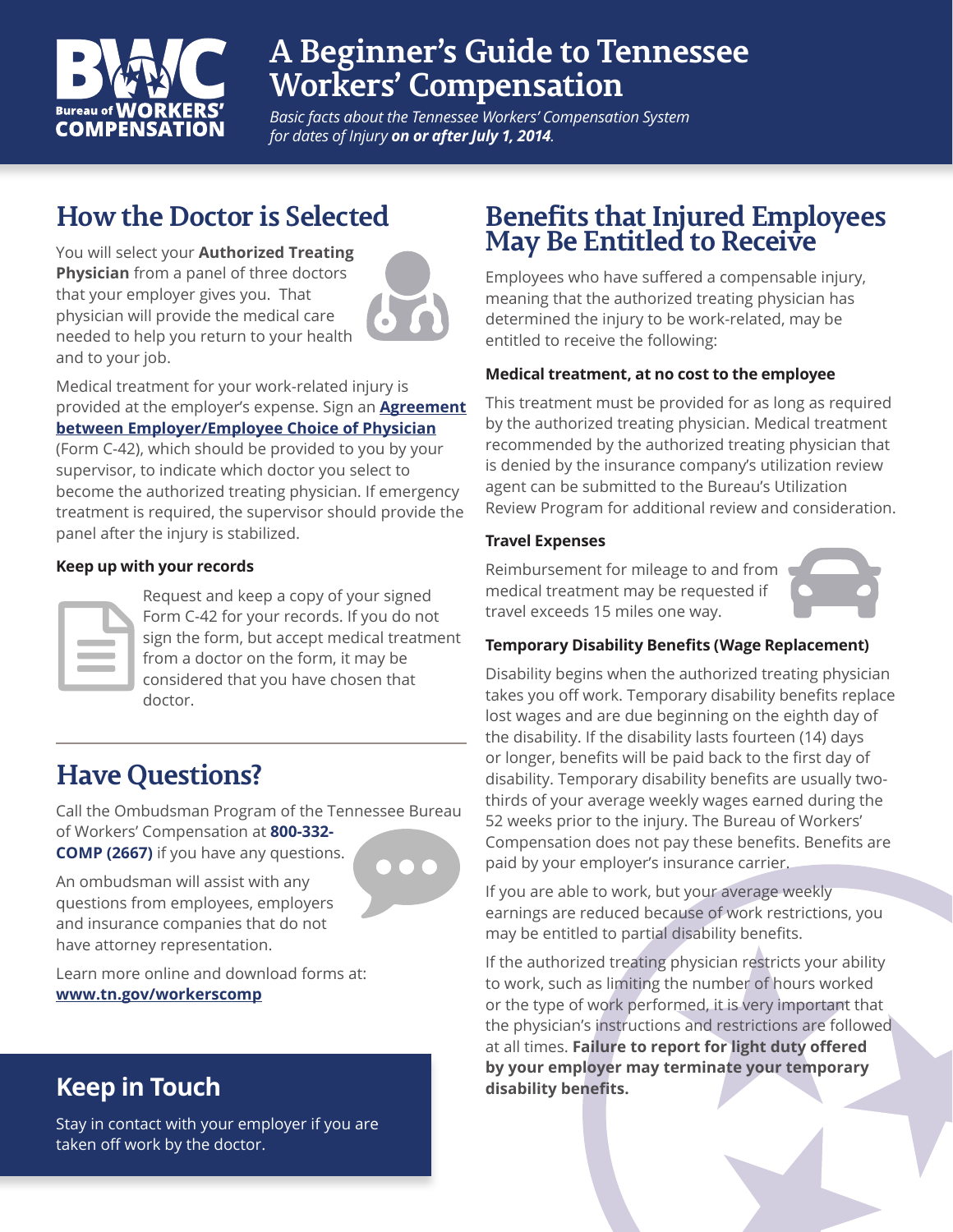# A Beginner's Guide to Tennessee Workers' Compensation

*Basic facts about the Tennessee Workers' Compensation System for dates of Injury* ***on or after July 1, 2014****.*

## How the Doctor is Selected

You will select your **Authorized Treating Physician** from a panel of three doctors that your employer gives you. That physician will provide the medical care needed to help you return to your health and to your job.

Medical treatment for your work-related injury is provided at the employer's expense. Sign an **Agreement between Employer/Employee Choice of Physician** (Form C-42), which should be provided to you by your supervisor, to indicate which doctor you select to become the authorized treating physician. If emergency treatment is required, the supervisor should provide the panel after the injury is stabilized.

### Keep up with your records

Request and keep a copy of your signed Form C-42 for your records. If you do not sign the form, but accept medical treatment from a doctor on the form, it may be considered that you have chosen that doctor.

## Have Questions?

Call the Ombudsman Program of the Tennessee Bureau of Workers' Compensation at **800-332-COMP (2667)** if you have any questions.

An ombudsman will assist with any questions from employees, employers and insurance companies that do not have attorney representation.

Learn more online and download forms at: **www.tn.gov/workerscomp**

## Keep in Touch

Stay in contact with your employer if you are taken off work by the doctor.

## Benefits that Injured Employees May Be Entitled to Receive

Employees who have suffered a compensable injury, meaning that the authorized treating physician has determined the injury to be work-related, may be entitled to receive the following:

### Medical treatment, at no cost to the employee

This treatment must be provided for as long as required by the authorized treating physician. Medical treatment recommended by the authorized treating physician that is denied by the insurance company's utilization review agent can be submitted to the Bureau's Utilization Review Program for additional review and consideration.

### Travel Expenses

Reimbursement for mileage to and from medical treatment may be requested if travel exceeds 15 miles one way.

### Temporary Disability Benefits (Wage Replacement)

Disability begins when the authorized treating physician takes you off work. Temporary disability benefits replace lost wages and are due beginning on the eighth day of the disability. If the disability lasts fourteen (14) days or longer, benefits will be paid back to the first day of disability. Temporary disability benefits are usually two-thirds of your average weekly wages earned during the 52 weeks prior to the injury. The Bureau of Workers' Compensation does not pay these benefits. Benefits are paid by your employer's insurance carrier.

If you are able to work, but your average weekly earnings are reduced because of work restrictions, you may be entitled to partial disability benefits.

If the authorized treating physician restricts your ability to work, such as limiting the number of hours worked or the type of work performed, it is very important that the physician's instructions and restrictions are followed at all times. **Failure to report for light duty offered by your employer may terminate your temporary disability benefits.**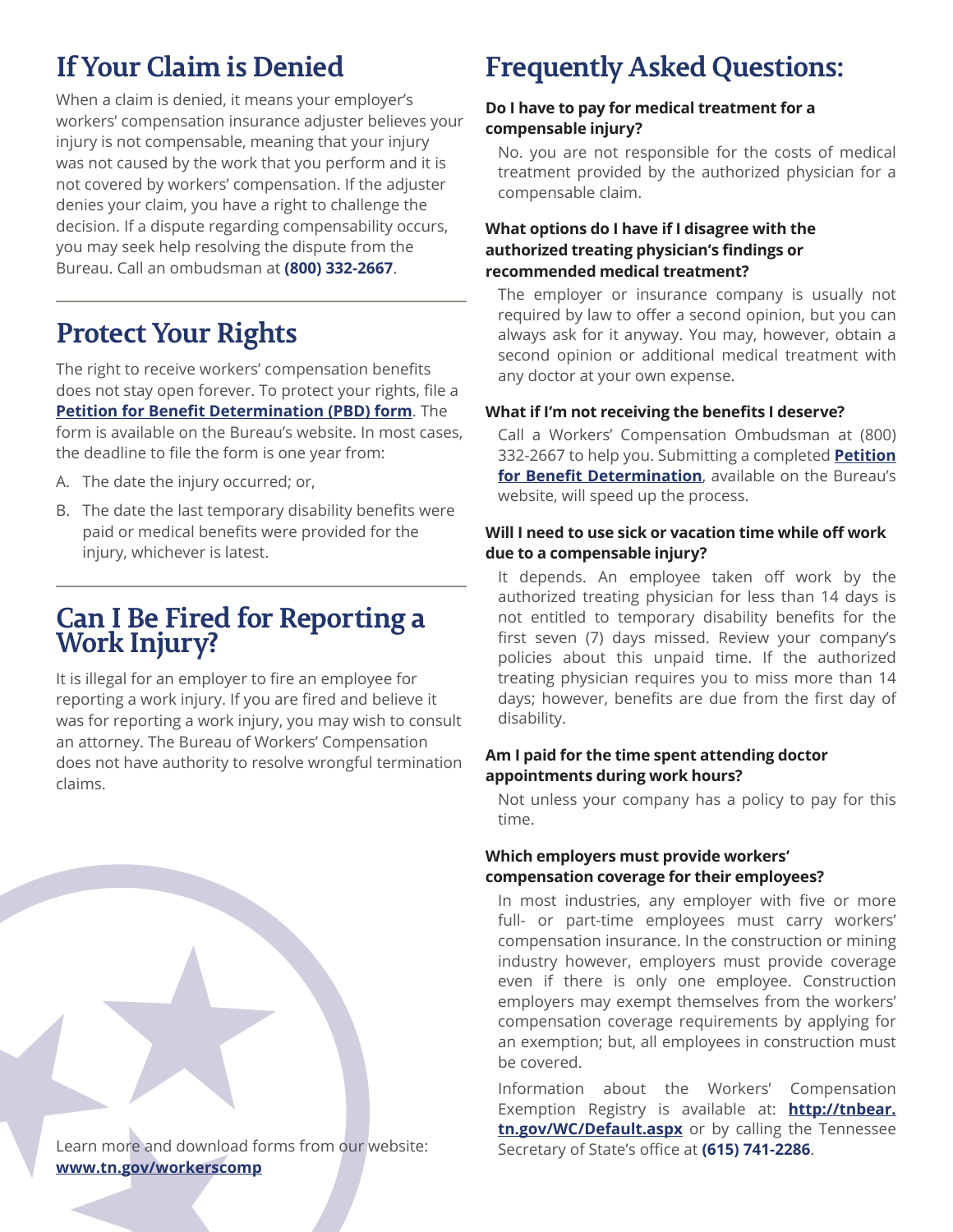## If Your Claim is Denied

When a claim is denied, it means your employer's workers' compensation insurance adjuster believes your injury is not compensable, meaning that your injury was not caused by the work that you perform and it is not covered by workers' compensation. If the adjuster denies your claim, you have a right to challenge the decision. If a dispute regarding compensability occurs, you may seek help resolving the dispute from the Bureau. Call an ombudsman at **(800) 332-2667**.

## Protect Your Rights

The right to receive workers' compensation benefits does not stay open forever. To protect your rights, file a **Petition for Benefit Determination (PBD) form**. The form is available on the Bureau's website. In most cases, the deadline to file the form is one year from:

A. The date the injury occurred; or,

B. The date the last temporary disability benefits were paid or medical benefits were provided for the injury, whichever is latest.

## Can I Be Fired for Reporting a Work Injury?

It is illegal for an employer to fire an employee for reporting a work injury. If you are fired and believe it was for reporting a work injury, you may wish to consult an attorney. The Bureau of Workers' Compensation does not have authority to resolve wrongful termination claims.

Learn more and download forms from our website: **www.tn.gov/workerscomp**

## Frequently Asked Questions:

**Do I have to pay for medical treatment for a compensable injury?**

No. you are not responsible for the costs of medical treatment provided by the authorized physician for a compensable claim.

**What options do I have if I disagree with the authorized treating physician's findings or recommended medical treatment?**

The employer or insurance company is usually not required by law to offer a second opinion, but you can always ask for it anyway. You may, however, obtain a second opinion or additional medical treatment with any doctor at your own expense.

**What if I'm not receiving the benefits I deserve?**

Call a Workers' Compensation Ombudsman at (800) 332-2667 to help you. Submitting a completed **Petition for Benefit Determination**, available on the Bureau's website, will speed up the process.

**Will I need to use sick or vacation time while off work due to a compensable injury?**

It depends. An employee taken off work by the authorized treating physician for less than 14 days is not entitled to temporary disability benefits for the first seven (7) days missed. Review your company's policies about this unpaid time. If the authorized treating physician requires you to miss more than 14 days; however, benefits are due from the first day of disability.

**Am I paid for the time spent attending doctor appointments during work hours?**

Not unless your company has a policy to pay for this time.

**Which employers must provide workers' compensation coverage for their employees?**

In most industries, any employer with five or more full- or part-time employees must carry workers' compensation insurance. In the construction or mining industry however, employers must provide coverage even if there is only one employee. Construction employers may exempt themselves from the workers' compensation coverage requirements by applying for an exemption; but, all employees in construction must be covered.

Information about the Workers' Compensation Exemption Registry is available at: **http://tnbear.tn.gov/WC/Default.aspx** or by calling the Tennessee Secretary of State's office at **(615) 741-2286**.